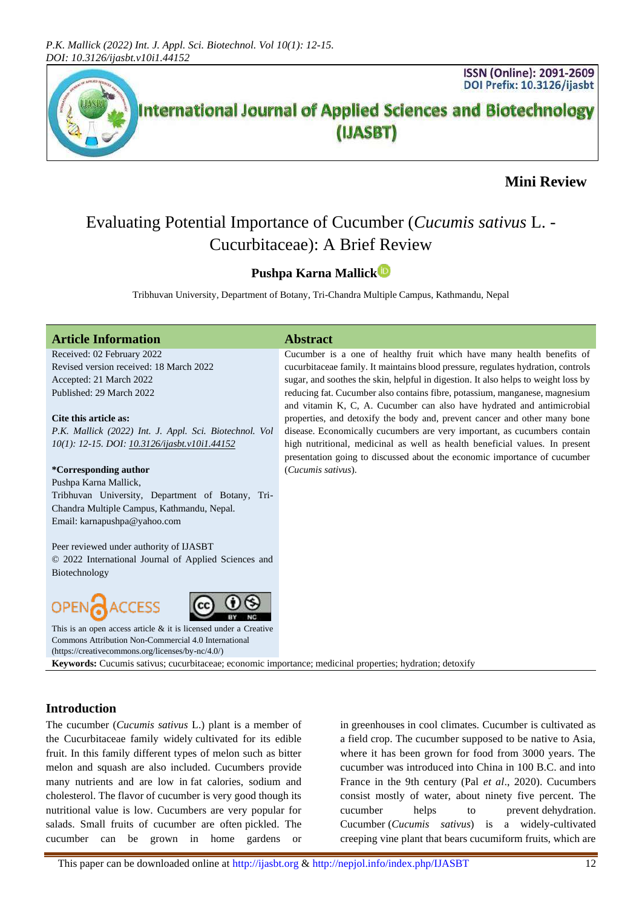**Mini Review**

# Evaluating Potential Importance of Cucumber (*Cucumis sativus* L. - Cucurbitaceae): A Brief Review

**Pushpa Karna Mallick**

Tribhuvan University, Department of Botany, Tri-Chandra Multiple Campus, Kathmandu, Nepal

## Article Information

Received: 02 February 2022
Revised version received: 18 March 2022
Accepted: 21 March 2022
Published: 29 March 2022

**Cite this article as:**

*P.K. Mallick (2022) Int. J. Appl. Sci. Biotechnol. Vol 10(1): 12-15. DOI: 10.3126/ijasbt.v10i1.44152*

**\*Corresponding author**

Pushpa Karna Mallick,
Tribhuvan University, Department of Botany, Tri-Chandra Multiple Campus, Kathmandu, Nepal.
Email: karnapushpa@yahoo.com

Peer reviewed under authority of IJASBT
© 2022 International Journal of Applied Sciences and Biotechnology

This is an open access article & it is licensed under a Creative Commons Attribution Non-Commercial 4.0 International (https://creativecommons.org/licenses/by-nc/4.0/)

## Abstract

Cucumber is a one of healthy fruit which have many health benefits of cucurbitaceae family. It maintains blood pressure, regulates hydration, controls sugar, and soothes the skin, helpful in digestion. It also helps to weight loss by reducing fat. Cucumber also contains fibre, potassium, manganese, magnesium and vitamin K, C, A. Cucumber can also have hydrated and antimicrobial properties, and detoxify the body and, prevent cancer and other many bone disease. Economically cucumbers are very important, as cucumbers contain high nutritional, medicinal as well as health beneficial values. In present presentation going to discussed about the economic importance of cucumber (*Cucumis sativus*).

**Keywords:** Cucumis sativus; cucurbitaceae; economic importance; medicinal properties; hydration; detoxify

## Introduction

The cucumber (*Cucumis sativus* L.) plant is a member of the Cucurbitaceae family widely cultivated for its edible fruit. In this family different types of melon such as bitter melon and squash are also included. Cucumbers provide many nutrients and are low in fat calories, sodium and cholesterol. The flavor of cucumber is very good though its nutritional value is low. Cucumbers are very popular for salads. Small fruits of cucumber are often pickled. The cucumber can be grown in home gardens or in greenhouses in cool climates. Cucumber is cultivated as a field crop. The cucumber supposed to be native to Asia, where it has been grown for food from 3000 years. The cucumber was introduced into China in 100 B.C. and into France in the 9th century (Pal *et al*., 2020). Cucumbers consist mostly of water, about ninety five percent. The cucumber helps to prevent dehydration. Cucumber (*Cucumis sativus*) is a widely-cultivated creeping vine plant that bears cucumiform fruits, which are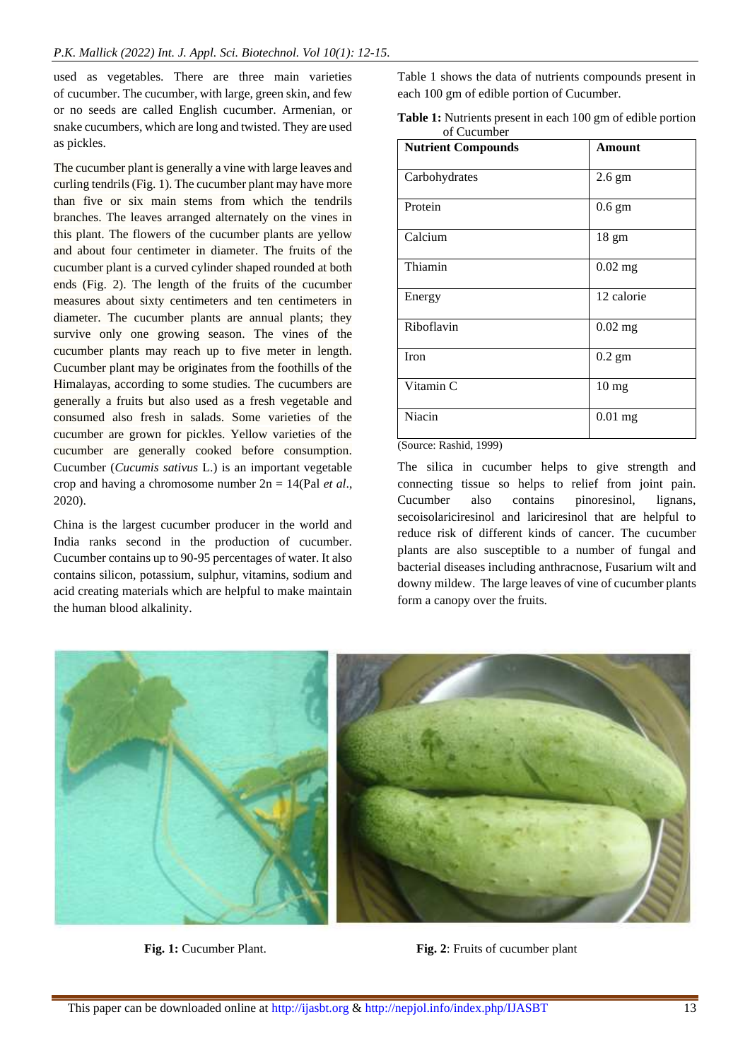used as vegetables. There are three main varieties of cucumber. The cucumber, with large, green skin, and few or no seeds are called English cucumber. Armenian, or snake cucumbers, which are long and twisted. They are used as pickles.

The cucumber plant is generally a vine with large leaves and curling tendrils (Fig. 1). The cucumber plant may have more than five or six main stems from which the tendrils branches. The leaves arranged alternately on the vines in this plant. The flowers of the cucumber plants are yellow and about four centimeter in diameter. The fruits of the cucumber plant is a curved cylinder shaped rounded at both ends (Fig. 2). The length of the fruits of the cucumber measures about sixty centimeters and ten centimeters in diameter. The cucumber plants are annual plants; they survive only one growing season. The vines of the cucumber plants may reach up to five meter in length. Cucumber plant may be originates from the foothills of the Himalayas, according to some studies. The cucumbers are generally a fruits but also used as a fresh vegetable and consumed also fresh in salads. Some varieties of the cucumber are grown for pickles. Yellow varieties of the cucumber are generally cooked before consumption. Cucumber (*Cucumis sativus* L.) is an important vegetable crop and having a chromosome number $2n = 14$(Pal *et al*., 2020).

China is the largest cucumber producer in the world and India ranks second in the production of cucumber. Cucumber contains up to 90-95 percentages of water. It also contains silicon, potassium, sulphur, vitamins, sodium and acid creating materials which are helpful to make maintain the human blood alkalinity.

Table 1 shows the data of nutrients compounds present in each 100 gm of edible portion of Cucumber.

**Table 1:** Nutrients present in each 100 gm of edible portion of Cucumber

| Nutrient Compounds | Amount |
|---|---|
| Carbohydrates | 2.6 gm |
| Protein | 0.6 gm |
| Calcium | 18 gm |
| Thiamin | 0.02 mg |
| Energy | 12 calorie |
| Riboflavin | 0.02 mg |
| Iron | 0.2 gm |
| Vitamin C | 10 mg |
| Niacin | 0.01 mg |

(Source: Rashid, 1999)

The silica in cucumber helps to give strength and connecting tissue so helps to relief from joint pain. Cucumber also contains pinoresinol, lignans, secoisolariciresinol and lariciresinol that are helpful to reduce risk of different kinds of cancer. The cucumber plants are also susceptible to a number of fungal and bacterial diseases including anthracnose, Fusarium wilt and downy mildew. The large leaves of vine of cucumber plants form a canopy over the fruits.

**Fig. 1:** Cucumber Plant.

**Fig. 2**: Fruits of cucumber plant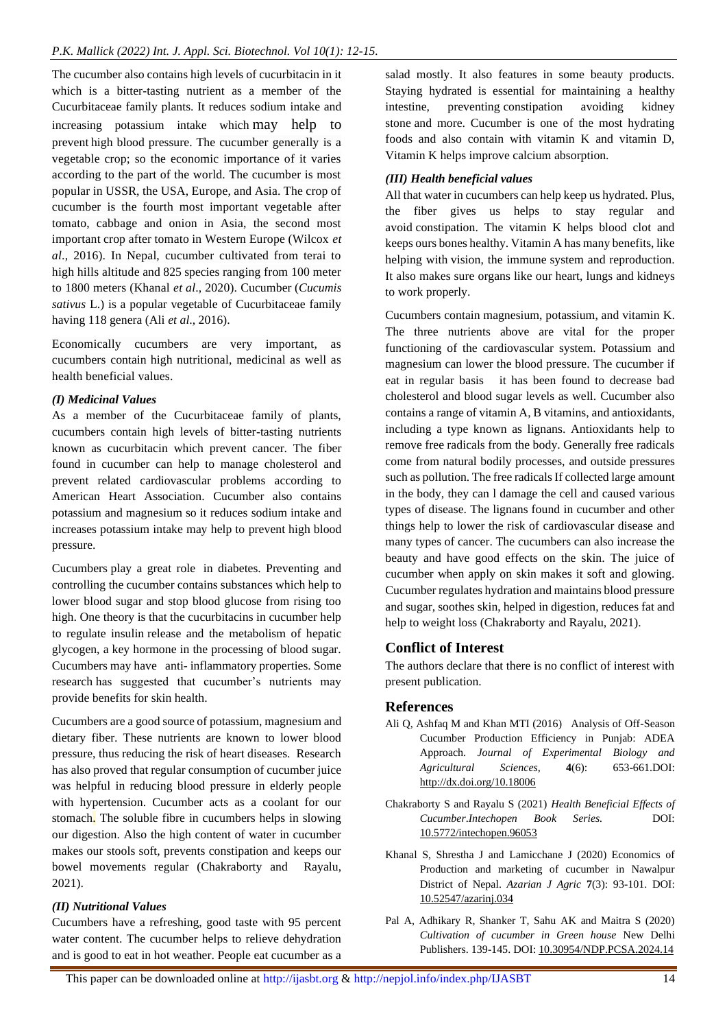The cucumber also contains high levels of cucurbitacin in it which is a bitter-tasting nutrient as a member of the Cucurbitaceae family plants. It reduces sodium intake and increasing potassium intake which may help to prevent high blood pressure. The cucumber generally is a vegetable crop; so the economic importance of it varies according to the part of the world. The cucumber is most popular in USSR, the USA, Europe, and Asia. The crop of cucumber is the fourth most important vegetable after tomato, cabbage and onion in Asia, the second most important crop after tomato in Western Europe (Wilcox *et al*., 2016). In Nepal, cucumber cultivated from terai to high hills altitude and 825 species ranging from 100 meter to 1800 meters (Khanal *et al*., 2020). Cucumber (*Cucumis sativus* L.) is a popular vegetable of Cucurbitaceae family having 118 genera (Ali *et al*., 2016).

Economically cucumbers are very important, as cucumbers contain high nutritional, medicinal as well as health beneficial values.

### *(I) Medicinal Values*

As a member of the Cucurbitaceae family of plants, cucumbers contain high levels of bitter-tasting nutrients known as cucurbitacin which prevent cancer. The fiber found in cucumber can help to manage cholesterol and prevent related cardiovascular problems according to American Heart Association. Cucumber also contains potassium and magnesium so it reduces sodium intake and increases potassium intake may help to prevent high blood pressure.

Cucumbers play a great role in diabetes. Preventing and controlling the cucumber contains substances which help to lower blood sugar and stop blood glucose from rising too high. One theory is that the cucurbitacins in cucumber help to regulate insulin release and the metabolism of hepatic glycogen, a key hormone in the processing of blood sugar. Cucumbers may have anti- inflammatory properties. Some research has suggested that cucumber's nutrients may provide benefits for skin health.

Cucumbers are a good source of potassium, magnesium and dietary fiber. These nutrients are known to lower blood pressure, thus reducing the risk of heart diseases. Research has also proved that regular consumption of cucumber juice was helpful in reducing blood pressure in elderly people with hypertension. Cucumber acts as a coolant for our stomach. The soluble fibre in cucumbers helps in slowing our digestion. Also the high content of water in cucumber makes our stools soft, prevents constipation and keeps our bowel movements regular (Chakraborty and Rayalu, 2021).

### *(II) Nutritional Values*

Cucumbers have a refreshing, good taste with 95 percent water content. The cucumber helps to relieve dehydration and is good to eat in hot weather. People eat cucumber as a salad mostly. It also features in some beauty products. Staying hydrated is essential for maintaining a healthy intestine, preventing constipation avoiding kidney stone and more. Cucumber is one of the most hydrating foods and also contain with vitamin K and vitamin D, Vitamin K helps improve calcium absorption.

### *(III) Health beneficial values*

All that water in cucumbers can help keep us hydrated. Plus, the fiber gives us helps to stay regular and avoid constipation. The vitamin K helps blood clot and keeps ours bones healthy. Vitamin A has many benefits, like helping with vision, the immune system and reproduction. It also makes sure organs like our heart, lungs and kidneys to work properly.

Cucumbers contain magnesium, potassium, and vitamin K. The three nutrients above are vital for the proper functioning of the cardiovascular system. Potassium and magnesium can lower the blood pressure. The cucumber if eat in regular basis it has been found to decrease bad cholesterol and blood sugar levels as well. Cucumber also contains a range of vitamin A, B vitamins, and antioxidants, including a type known as lignans. Antioxidants help to remove free radicals from the body. Generally free radicals come from natural bodily processes, and outside pressures such as pollution. The free radicals If collected large amount in the body, they can l damage the cell and caused various types of disease. The lignans found in cucumber and other things help to lower the risk of cardiovascular disease and many types of cancer. The cucumbers can also increase the beauty and have good effects on the skin. The juice of cucumber when apply on skin makes it soft and glowing. Cucumber regulates hydration and maintains blood pressure and sugar, soothes skin, helped in digestion, reduces fat and help to weight loss (Chakraborty and Rayalu, 2021).

## Conflict of Interest

The authors declare that there is no conflict of interest with present publication.

## References

Ali Q, Ashfaq M and Khan MTI (2016) Analysis of Off-Season Cucumber Production Efficiency in Punjab: ADEA Approach. *Journal of Experimental Biology and Agricultural Sciences,* **4**(6): 653-661.DOI: http://dx.doi.org/10.18006

Chakraborty S and Rayalu S (2021) *Health Beneficial Effects of Cucumber.Intechopen Book Series.* DOI: 10.5772/intechopen.96053

Khanal S, Shrestha J and Lamicchane J (2020) Economics of Production and marketing of cucumber in Nawalpur District of Nepal. *Azarian J Agric* **7**(3): 93-101. DOI: 10.52547/azarinj.034

Pal A, Adhikary R, Shanker T, Sahu AK and Maitra S (2020) *Cultivation of cucumber in Green house* New Delhi Publishers. 139-145. DOI: 10.30954/NDP.PCSA.2024.14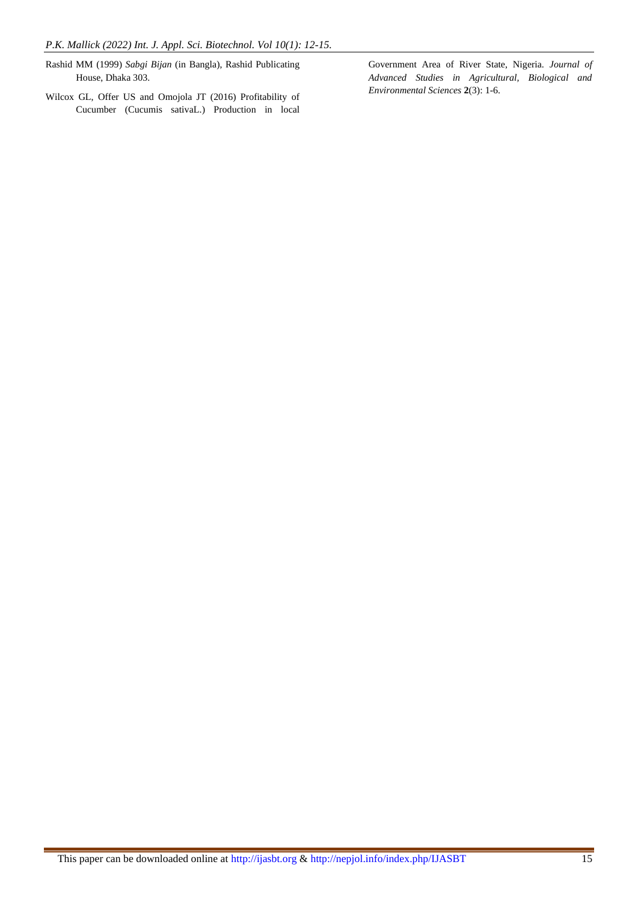Rashid MM (1999) *Sabgi Bijan* (in Bangla), Rashid Publicating House, Dhaka 303.

Wilcox GL, Offer US and Omojola JT (2016) Profitability of Cucumber (Cucumis sativaL.) Production in local Government Area of River State, Nigeria. *Journal of Advanced Studies in Agricultural, Biological and Environmental Sciences* **2**(3): 1-6.